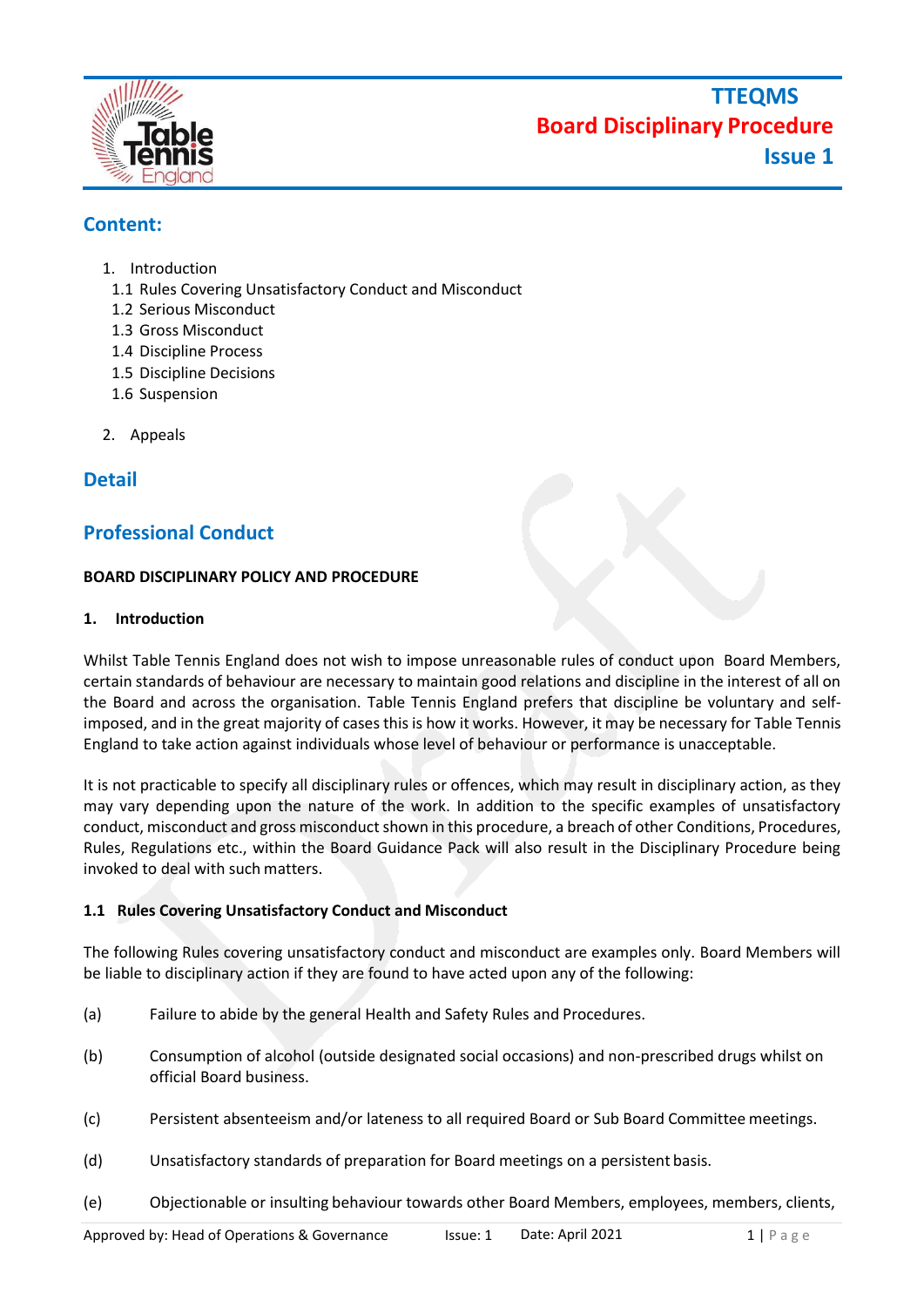# TTEQMS
# Board Disciplinary Procedure
# Issue 1

## Content:

1. Introduction
   - 1.1 Rules Covering Unsatisfactory Conduct and Misconduct
   - 1.2 Serious Misconduct
   - 1.3 Gross Misconduct
   - 1.4 Discipline Process
   - 1.5 Discipline Decisions
   - 1.6 Suspension
2. Appeals

## Detail

## Professional Conduct

**BOARD DISCIPLINARY POLICY AND PROCEDURE**

### 1. Introduction

Whilst Table Tennis England does not wish to impose unreasonable rules of conduct upon Board Members, certain standards of behaviour are necessary to maintain good relations and discipline in the interest of all on the Board and across the organisation. Table Tennis England prefers that discipline be voluntary and self-imposed, and in the great majority of cases this is how it works. However, it may be necessary for Table Tennis England to take action against individuals whose level of behaviour or performance is unacceptable.

It is not practicable to specify all disciplinary rules or offences, which may result in disciplinary action, as they may vary depending upon the nature of the work. In addition to the specific examples of unsatisfactory conduct, misconduct and gross misconduct shown in this procedure, a breach of other Conditions, Procedures, Rules, Regulations etc., within the Board Guidance Pack will also result in the Disciplinary Procedure being invoked to deal with such matters.

#### 1.1 Rules Covering Unsatisfactory Conduct and Misconduct

The following Rules covering unsatisfactory conduct and misconduct are examples only. Board Members will be liable to disciplinary action if they are found to have acted upon any of the following:

(a) Failure to abide by the general Health and Safety Rules and Procedures.

(b) Consumption of alcohol (outside designated social occasions) and non-prescribed drugs whilst on official Board business.

(c) Persistent absenteeism and/or lateness to all required Board or Sub Board Committee meetings.

(d) Unsatisfactory standards of preparation for Board meetings on a persistent basis.

(e) Objectionable or insulting behaviour towards other Board Members, employees, members, clients,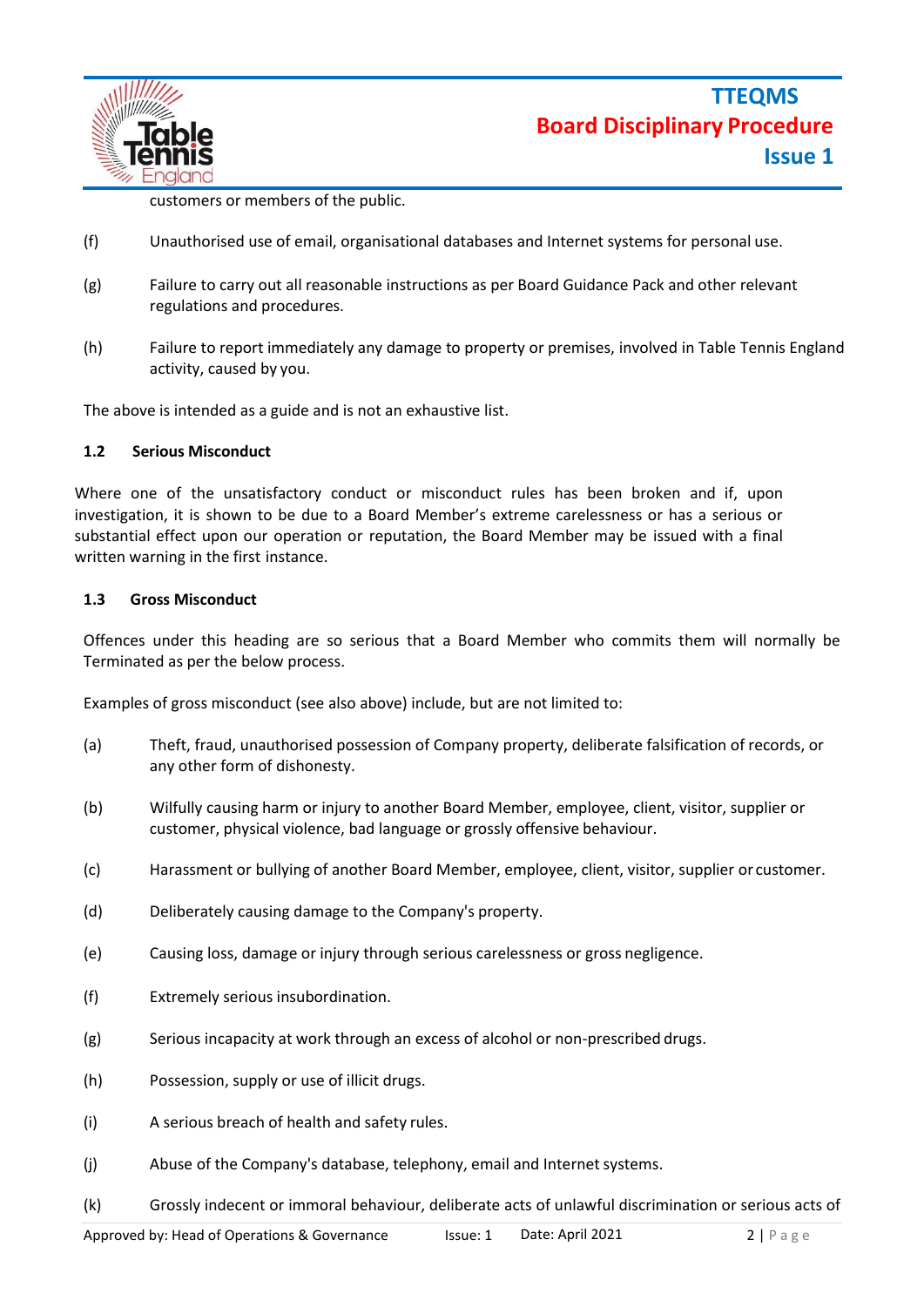customers or members of the public.

(f) Unauthorised use of email, organisational databases and Internet systems for personal use.

(g) Failure to carry out all reasonable instructions as per Board Guidance Pack and other relevant regulations and procedures.

(h) Failure to report immediately any damage to property or premises, involved in Table Tennis England activity, caused by you.

The above is intended as a guide and is not an exhaustive list.

### 1.2 Serious Misconduct

Where one of the unsatisfactory conduct or misconduct rules has been broken and if, upon investigation, it is shown to be due to a Board Member's extreme carelessness or has a serious or substantial effect upon our operation or reputation, the Board Member may be issued with a final written warning in the first instance.

### 1.3 Gross Misconduct

Offences under this heading are so serious that a Board Member who commits them will normally be Terminated as per the below process.

Examples of gross misconduct (see also above) include, but are not limited to:

(a) Theft, fraud, unauthorised possession of Company property, deliberate falsification of records, or any other form of dishonesty.

(b) Wilfully causing harm or injury to another Board Member, employee, client, visitor, supplier or customer, physical violence, bad language or grossly offensive behaviour.

(c) Harassment or bullying of another Board Member, employee, client, visitor, supplier or customer.

(d) Deliberately causing damage to the Company's property.

(e) Causing loss, damage or injury through serious carelessness or gross negligence.

(f) Extremely serious insubordination.

(g) Serious incapacity at work through an excess of alcohol or non-prescribed drugs.

(h) Possession, supply or use of illicit drugs.

(i) A serious breach of health and safety rules.

(j) Abuse of the Company's database, telephony, email and Internet systems.

(k) Grossly indecent or immoral behaviour, deliberate acts of unlawful discrimination or serious acts of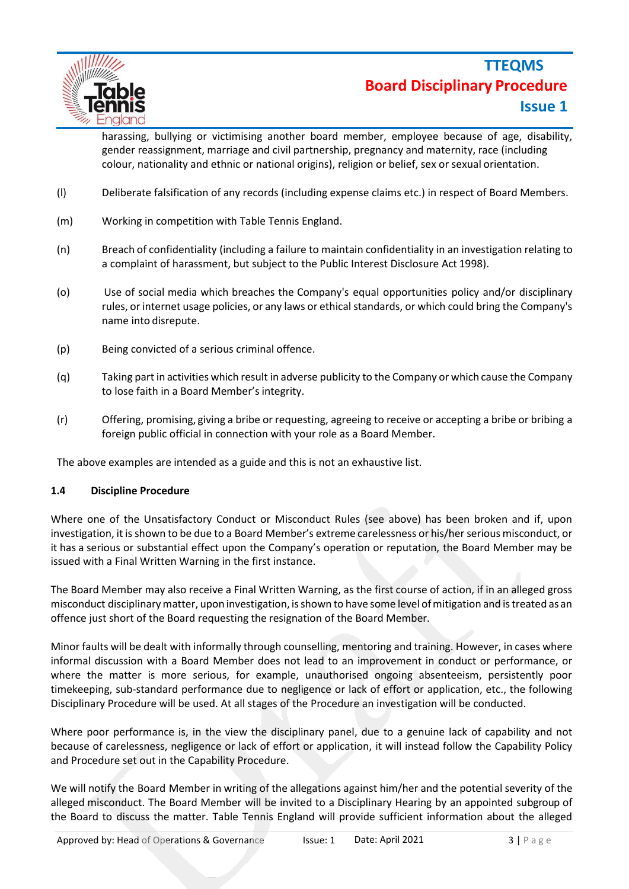harassing, bullying or victimising another board member, employee because of age, disability, gender reassignment, marriage and civil partnership, pregnancy and maternity, race (including colour, nationality and ethnic or national origins), religion or belief, sex or sexual orientation.

(l) Deliberate falsification of any records (including expense claims etc.) in respect of Board Members.

(m) Working in competition with Table Tennis England.

(n) Breach of confidentiality (including a failure to maintain confidentiality in an investigation relating to a complaint of harassment, but subject to the Public Interest Disclosure Act 1998).

(o) Use of social media which breaches the Company's equal opportunities policy and/or disciplinary rules, or internet usage policies, or any laws or ethical standards, or which could bring the Company's name into disrepute.

(p) Being convicted of a serious criminal offence.

(q) Taking part in activities which result in adverse publicity to the Company or which cause the Company to lose faith in a Board Member's integrity.

(r) Offering, promising, giving a bribe or requesting, agreeing to receive or accepting a bribe or bribing a foreign public official in connection with your role as a Board Member.

The above examples are intended as a guide and this is not an exhaustive list.

### 1.4 Discipline Procedure

Where one of the Unsatisfactory Conduct or Misconduct Rules (see above) has been broken and if, upon investigation, it is shown to be due to a Board Member's extreme carelessness or his/her serious misconduct, or it has a serious or substantial effect upon the Company's operation or reputation, the Board Member may be issued with a Final Written Warning in the first instance.

The Board Member may also receive a Final Written Warning, as the first course of action, if in an alleged gross misconduct disciplinary matter, upon investigation, is shown to have some level of mitigation and is treated as an offence just short of the Board requesting the resignation of the Board Member.

Minor faults will be dealt with informally through counselling, mentoring and training. However, in cases where informal discussion with a Board Member does not lead to an improvement in conduct or performance, or where the matter is more serious, for example, unauthorised ongoing absenteeism, persistently poor timekeeping, sub-standard performance due to negligence or lack of effort or application, etc., the following Disciplinary Procedure will be used. At all stages of the Procedure an investigation will be conducted.

Where poor performance is, in the view the disciplinary panel, due to a genuine lack of capability and not because of carelessness, negligence or lack of effort or application, it will instead follow the Capability Policy and Procedure set out in the Capability Procedure.

We will notify the Board Member in writing of the allegations against him/her and the potential severity of the alleged misconduct. The Board Member will be invited to a Disciplinary Hearing by an appointed subgroup of the Board to discuss the matter. Table Tennis England will provide sufficient information about the alleged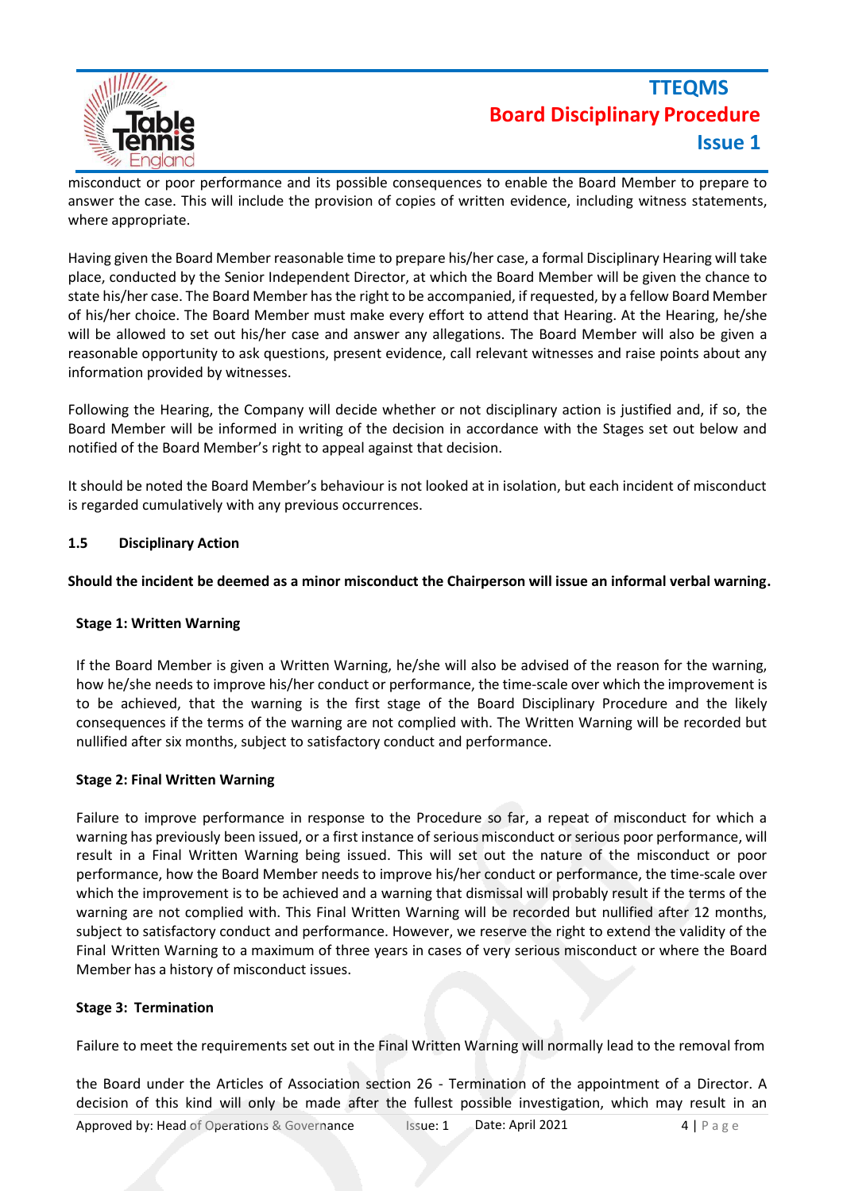misconduct or poor performance and its possible consequences to enable the Board Member to prepare to answer the case. This will include the provision of copies of written evidence, including witness statements, where appropriate.

Having given the Board Member reasonable time to prepare his/her case, a formal Disciplinary Hearing will take place, conducted by the Senior Independent Director, at which the Board Member will be given the chance to state his/her case. The Board Member has the right to be accompanied, if requested, by a fellow Board Member of his/her choice. The Board Member must make every effort to attend that Hearing. At the Hearing, he/she will be allowed to set out his/her case and answer any allegations. The Board Member will also be given a reasonable opportunity to ask questions, present evidence, call relevant witnesses and raise points about any information provided by witnesses.

Following the Hearing, the Company will decide whether or not disciplinary action is justified and, if so, the Board Member will be informed in writing of the decision in accordance with the Stages set out below and notified of the Board Member's right to appeal against that decision.

It should be noted the Board Member's behaviour is not looked at in isolation, but each incident of misconduct is regarded cumulatively with any previous occurrences.

### 1.5 Disciplinary Action

**Should the incident be deemed as a minor misconduct the Chairperson will issue an informal verbal warning.**

**Stage 1: Written Warning**

If the Board Member is given a Written Warning, he/she will also be advised of the reason for the warning, how he/she needs to improve his/her conduct or performance, the time-scale over which the improvement is to be achieved, that the warning is the first stage of the Board Disciplinary Procedure and the likely consequences if the terms of the warning are not complied with. The Written Warning will be recorded but nullified after six months, subject to satisfactory conduct and performance.

**Stage 2: Final Written Warning**

Failure to improve performance in response to the Procedure so far, a repeat of misconduct for which a warning has previously been issued, or a first instance of serious misconduct or serious poor performance, will result in a Final Written Warning being issued. This will set out the nature of the misconduct or poor performance, how the Board Member needs to improve his/her conduct or performance, the time-scale over which the improvement is to be achieved and a warning that dismissal will probably result if the terms of the warning are not complied with. This Final Written Warning will be recorded but nullified after 12 months, subject to satisfactory conduct and performance. However, we reserve the right to extend the validity of the Final Written Warning to a maximum of three years in cases of very serious misconduct or where the Board Member has a history of misconduct issues.

**Stage 3: Termination**

Failure to meet the requirements set out in the Final Written Warning will normally lead to the removal from

the Board under the Articles of Association section 26 - Termination of the appointment of a Director. A decision of this kind will only be made after the fullest possible investigation, which may result in an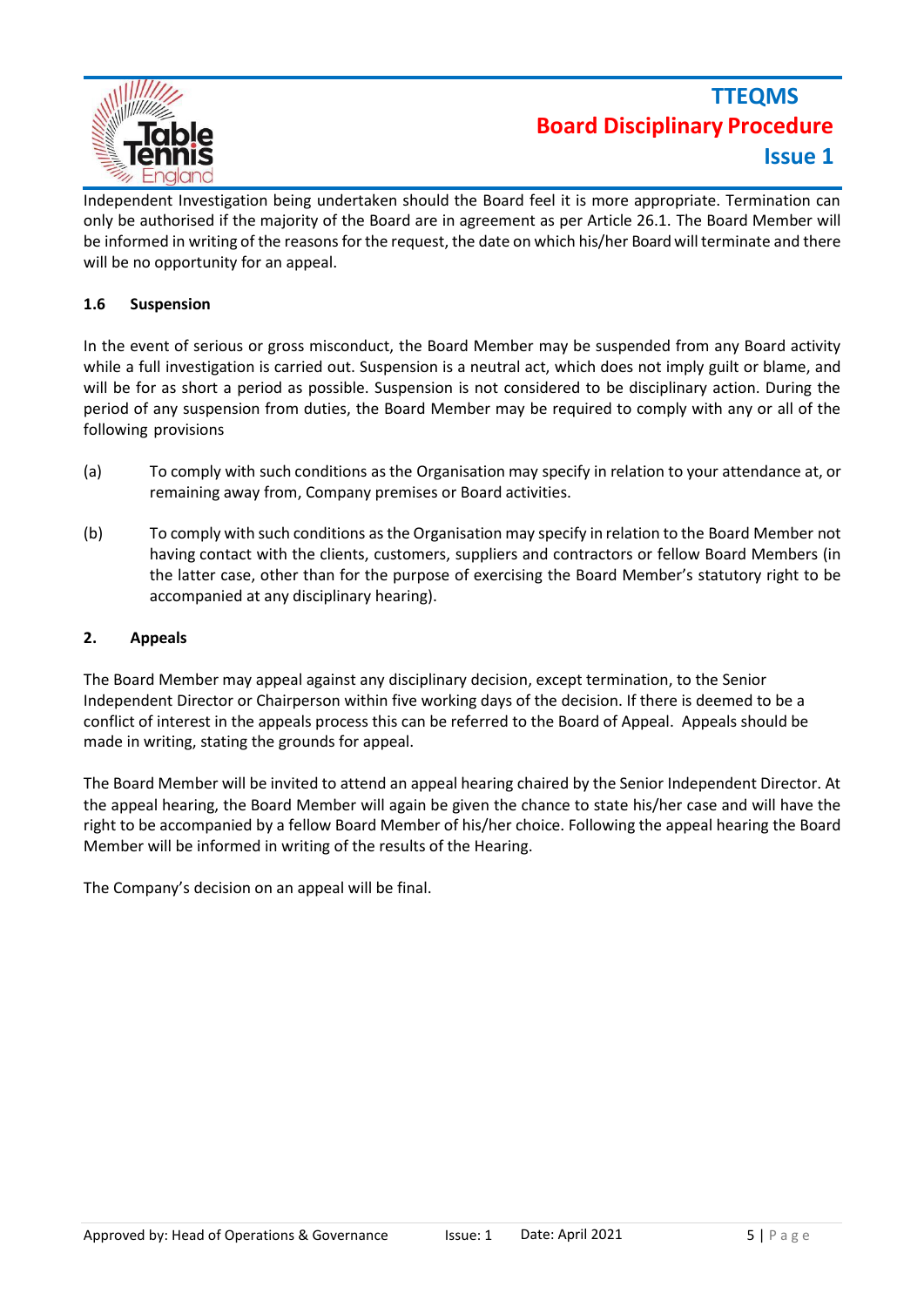Independent Investigation being undertaken should the Board feel it is more appropriate. Termination can only be authorised if the majority of the Board are in agreement as per Article 26.1. The Board Member will be informed in writing of the reasons for the request, the date on which his/her Board will terminate and there will be no opportunity for an appeal.

### 1.6 Suspension

In the event of serious or gross misconduct, the Board Member may be suspended from any Board activity while a full investigation is carried out. Suspension is a neutral act, which does not imply guilt or blame, and will be for as short a period as possible. Suspension is not considered to be disciplinary action. During the period of any suspension from duties, the Board Member may be required to comply with any or all of the following provisions

(a) To comply with such conditions as the Organisation may specify in relation to your attendance at, or remaining away from, Company premises or Board activities.

(b) To comply with such conditions as the Organisation may specify in relation to the Board Member not having contact with the clients, customers, suppliers and contractors or fellow Board Members (in the latter case, other than for the purpose of exercising the Board Member's statutory right to be accompanied at any disciplinary hearing).

## 2. Appeals

The Board Member may appeal against any disciplinary decision, except termination, to the Senior Independent Director or Chairperson within five working days of the decision. If there is deemed to be a conflict of interest in the appeals process this can be referred to the Board of Appeal. Appeals should be made in writing, stating the grounds for appeal.

The Board Member will be invited to attend an appeal hearing chaired by the Senior Independent Director. At the appeal hearing, the Board Member will again be given the chance to state his/her case and will have the right to be accompanied by a fellow Board Member of his/her choice. Following the appeal hearing the Board Member will be informed in writing of the results of the Hearing.

The Company's decision on an appeal will be final.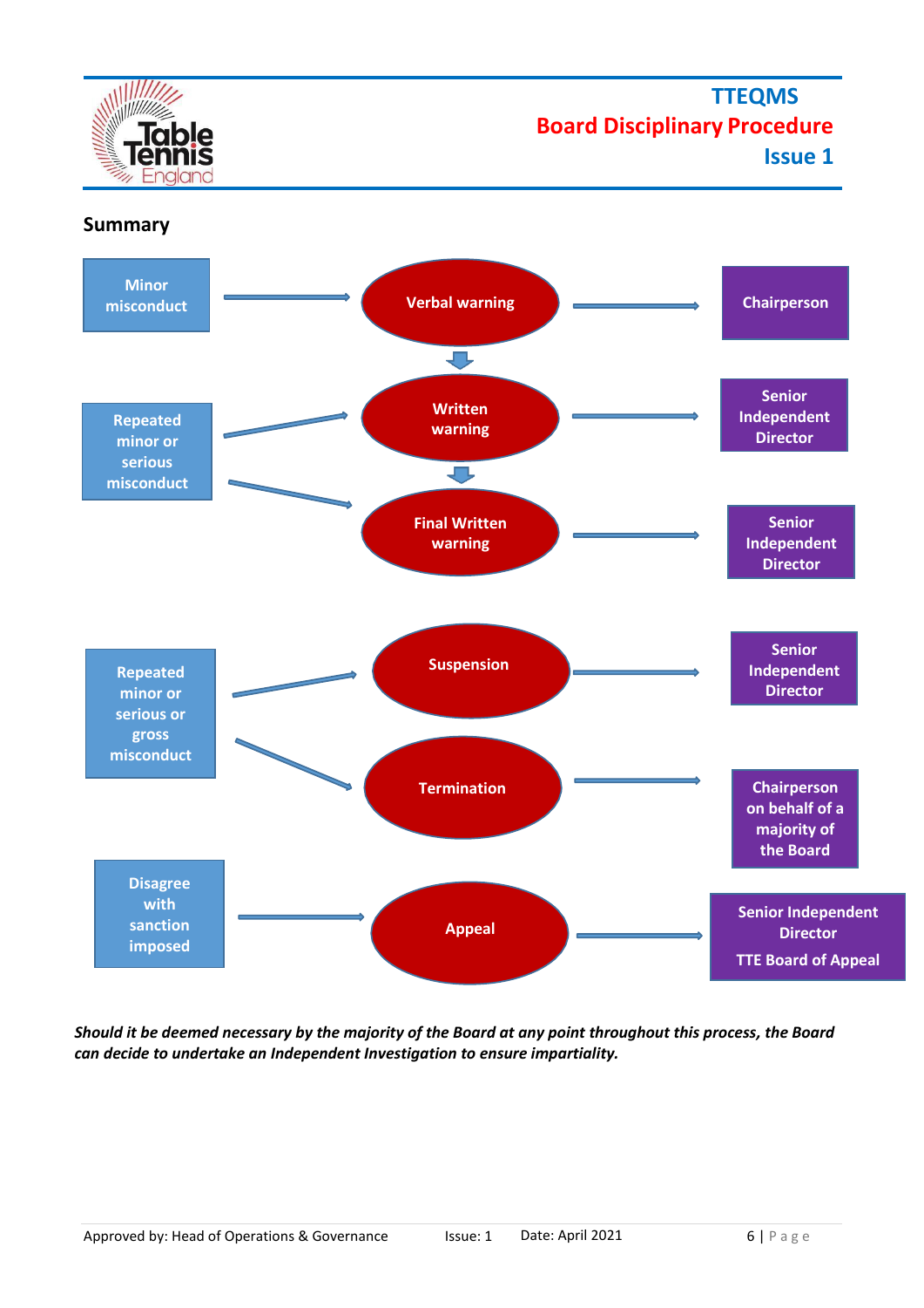## Summary

| Misconduct | Sanction | Decision by |
|---|---|---|
| Minor misconduct | Verbal warning | Chairperson |
| Repeated minor or serious misconduct | Written warning | Senior Independent Director |
| Repeated minor or serious misconduct | Final Written warning | Senior Independent Director |
| Repeated minor or serious or gross misconduct | Suspension | Senior Independent Director |
| Repeated minor or serious or gross misconduct | Termination | Chairperson on behalf of a majority of the Board |
| Disagree with sanction imposed | Appeal | Senior Independent Director<br>TTE Board of Appeal |

***Should it be deemed necessary by the majority of the Board at any point throughout this process, the Board can decide to undertake an Independent Investigation to ensure impartiality.***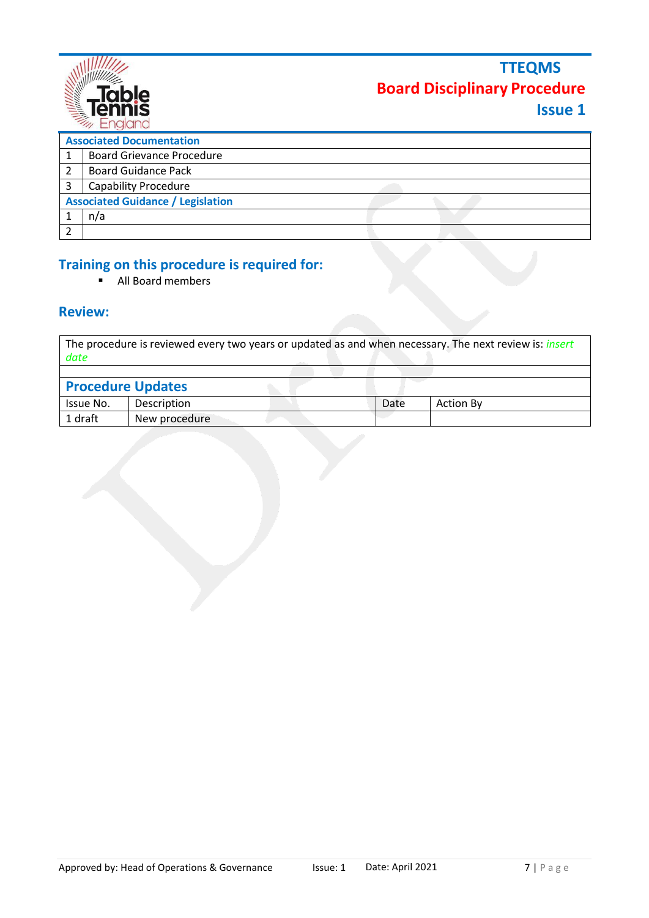| | |
|---|---|
| **Associated Documentation** | |
| 1 | Board Grievance Procedure |
| 2 | Board Guidance Pack |
| 3 | Capability Procedure |
| **Associated Guidance / Legislation** | |
| 1 | n/a |
| 2 | |

## Training on this procedure is required for:

- All Board members

## Review:

| | | | |
|---|---|---|---|
| The procedure is reviewed every two years or updated as and when necessary. The next review is: *insert date* | | | |
| | | | |
| **Procedure Updates** | | | |
| Issue No. | Description | Date | Action By |
| 1 draft | New procedure | | |